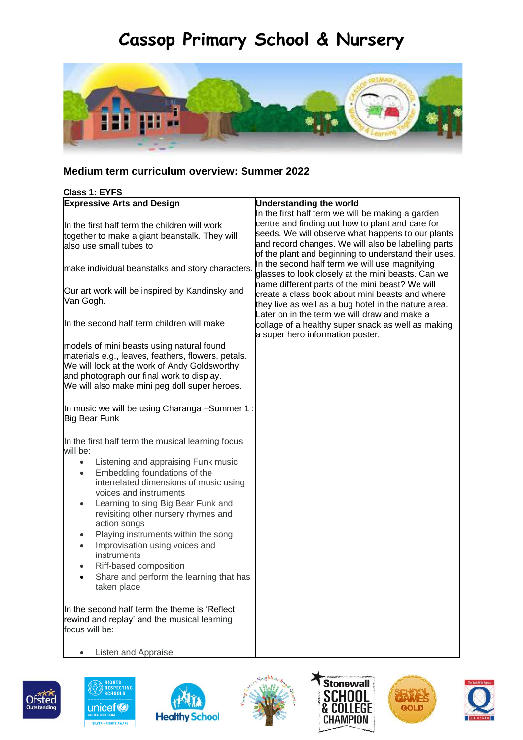# Cassop Primary School & Nursery

## Medium term curriculum overview: Summer 2022

**Class 1: EYFS**

| **Expressive Arts and Design** | **Understanding the world** |
|---|---|
| In the first half term the children will work together to make a giant beanstalk. They will also use small tubes to make individual beanstalks and story characters.<br><br>Our art work will be inspired by Kandinsky and Van Gogh.<br><br>In the second half term children will make models of mini beasts using natural found materials e.g., leaves, feathers, flowers, petals. We will look at the work of Andy Goldsworthy and photograph our final work to display.<br>We will also make mini peg doll super heroes.<br><br>In music we will be using Charanga –Summer 1 : Big Bear Funk<br><br>In the first half term the musical learning focus will be:<br>• Listening and appraising Funk music<br>• Embedding foundations of the interrelated dimensions of music using voices and instruments<br>• Learning to sing Big Bear Funk and revisiting other nursery rhymes and action songs<br>• Playing instruments within the song<br>• Improvisation using voices and instruments<br>• Riff-based composition<br>• Share and perform the learning that has taken place<br><br>In the second half term the theme is 'Reflect rewind and replay' and the musical learning focus will be:<br><br>• Listen and Appraise | In the first half term we will be making a garden centre and finding out how to plant and care for seeds. We will observe what happens to our plants and record changes. We will also be labelling parts of the plant and beginning to understand their uses.<br>In the second half term we will use magnifying glasses to look closely at the mini beasts. Can we name different parts of the mini beast? We will create a class book about mini beasts and where they live as well as a bug hotel in the nature area.<br>Later on in the term we will draw and make a collage of a healthy super snack as well as making a super hero information poster. |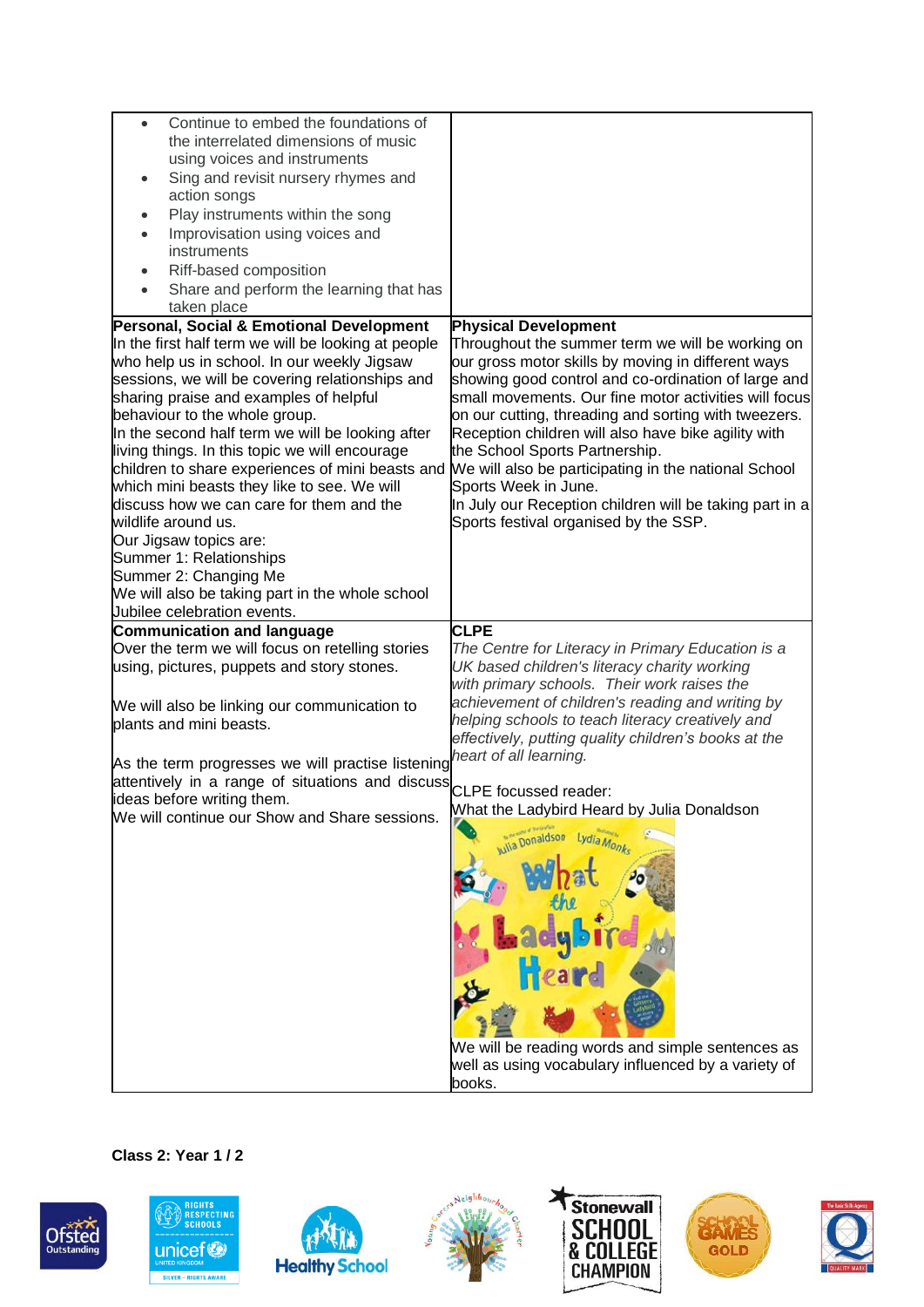| | |
|---|---|
| • Continue to embed the foundations of the interrelated dimensions of music using voices and instruments<br>• Sing and revisit nursery rhymes and action songs<br>• Play instruments within the song<br>• Improvisation using voices and instruments<br>• Riff-based composition<br>• Share and perform the learning that has taken place | |
| **Personal, Social & Emotional Development**<br>In the first half term we will be looking at people who help us in school. In our weekly Jigsaw sessions, we will be covering relationships and sharing praise and examples of helpful behaviour to the whole group.<br>In the second half term we will be looking after living things. In this topic we will encourage children to share experiences of mini beasts and which mini beasts they like to see. We will discuss how we can care for them and the wildlife around us.<br>Our Jigsaw topics are:<br>Summer 1: Relationships<br>Summer 2: Changing Me<br>We will also be taking part in the whole school Jubilee celebration events. | **Physical Development**<br>Throughout the summer term we will be working on our gross motor skills by moving in different ways showing good control and co-ordination of large and small movements. Our fine motor activities will focus on our cutting, threading and sorting with tweezers. Reception children will also have bike agility with the School Sports Partnership.<br>We will also be participating in the national School Sports Week in June.<br>In July our Reception children will be taking part in a Sports festival organised by the SSP. |
| **Communication and language**<br>Over the term we will focus on retelling stories using, pictures, puppets and story stones.<br><br>We will also be linking our communication to plants and mini beasts.<br><br>As the term progresses we will practise listening attentively in a range of situations and discuss ideas before writing them.<br>We will continue our Show and Share sessions. | **CLPE**<br>*The Centre for Literacy in Primary Education is a UK based children's literacy charity working with primary schools. Their work raises the achievement of children's reading and writing by helping schools to teach literacy creatively and effectively, putting quality children's books at the heart of all learning.*<br><br>CLPE focussed reader:<br>What the Ladybird Heard by Julia Donaldson<br><br>We will be reading words and simple sentences as well as using vocabulary influenced by a variety of books. |

**Class 2: Year 1 / 2**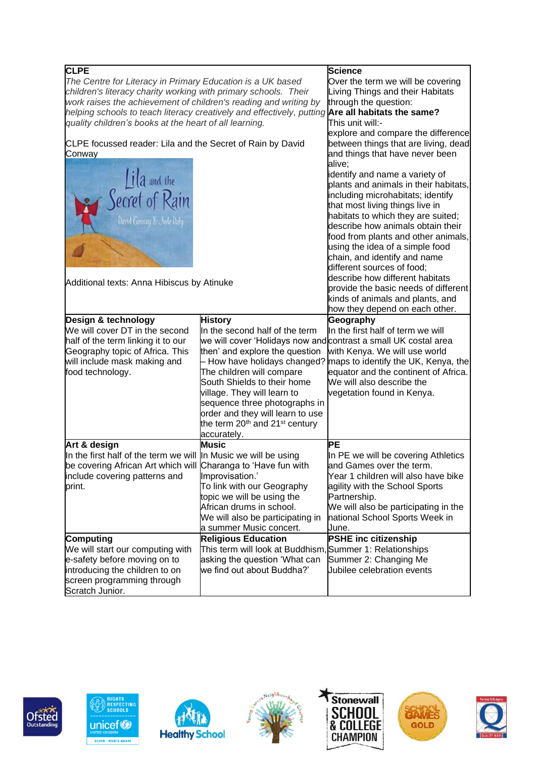| | | |
|---|---|---|
| **CLPE**<br>*The Centre for Literacy in Primary Education is a UK based children's literacy charity working with primary schools. Their work raises the achievement of children's reading and writing by helping schools to teach literacy creatively and effectively, putting quality children's books at the heart of all learning.*<br><br>CLPE focussed reader: Lila and the Secret of Rain by David Conway<br><br>Additional texts: Anna Hibiscus by Atinuke | | **Science**<br>Over the term we will be covering Living Things and their Habitats through the question:<br>**Are all habitats the same?**<br>This unit will:-<br>explore and compare the difference between things that are living, dead and things that have never been alive;<br>identify and name a variety of plants and animals in their habitats, including microhabitats; identify that most living things live in habitats to which they are suited;<br>describe how animals obtain their food from plants and other animals, using the idea of a simple food chain, and identify and name different sources of food;<br>describe how different habitats provide the basic needs of different kinds of animals and plants, and how they depend on each other. |
| **Design & technology**<br>We will cover DT in the second half of the term linking it to our Geography topic of Africa. This will include mask making and food technology. | **History**<br>In the second half of the term we will cover 'Holidays now and then' and explore the question – How have holidays changed? The children will compare South Shields to their home village. They will learn to sequence three photographs in order and they will learn to use the term 20th and 21st century accurately. | **Geography**<br>In the first half of term we will contrast a small UK costal area with Kenya. We will use world maps to identify the UK, Kenya, the equator and the continent of Africa. We will also describe the vegetation found in Kenya. |
| **Art & design**<br>In the first half of the term we will be covering African Art which will include covering patterns and print. | **Music**<br>In Music we will be using Charanga to 'Have fun with Improvisation.'<br>To link with our Geography topic we will be using the African drums in school.<br>We will also be participating in a summer Music concert. | **PE**<br>In PE we will be covering Athletics and Games over the term.<br>Year 1 children will also have bike agility with the School Sports Partnership.<br>We will also be participating in the national School Sports Week in June. |
| **Computing**<br>We will start our computing with e-safety before moving on to introducing the children to on screen programming through Scratch Junior. | **Religious Education**<br>This term will look at Buddhism, asking the question 'What can we find out about Buddha?' | **PSHE inc citizenship**<br>Summer 1: Relationships<br>Summer 2: Changing Me<br>Jubilee celebration events |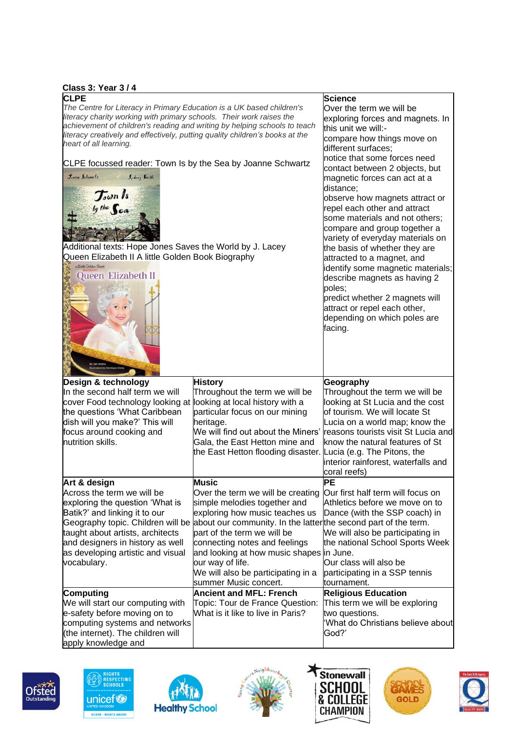**Class 3: Year 3 / 4**

| | | |
|---|---|---|
| **CLPE**<br>*The Centre for Literacy in Primary Education is a UK based children's literacy charity working with primary schools. Their work raises the achievement of children's reading and writing by helping schools to teach literacy creatively and effectively, putting quality children's books at the heart of all learning.*<br><br>CLPE focussed reader: Town Is by the Sea by Joanne Schwartz<br><br>Additional texts: Hope Jones Saves the World by J. Lacey<br>Queen Elizabeth II A little Golden Book Biography | | **Science**<br>Over the term we will be exploring forces and magnets. In this unit we will:-<br>compare how things move on different surfaces;<br>notice that some forces need contact between 2 objects, but magnetic forces can act at a distance;<br>observe how magnets attract or repel each other and attract some materials and not others;<br>compare and group together a variety of everyday materials on the basis of whether they are attracted to a magnet, and identify some magnetic materials;<br>describe magnets as having 2 poles;<br>predict whether 2 magnets will attract or repel each other, depending on which poles are facing. |
| **Design & technology**<br>In the second half term we will cover Food technology looking at the questions 'What Caribbean dish will you make?' This will focus around cooking and nutrition skills. | **History**<br>Throughout the term we will be looking at local history with a particular focus on our mining heritage.<br>We will find out about the Miners' Gala, the East Hetton mine and the East Hetton flooding disaster. | **Geography**<br>Throughout the term we will be looking at St Lucia and the cost of tourism. We will locate St Lucia on a world map; know the reasons tourists visit St Lucia and know the natural features of St Lucia (e.g. The Pitons, the interior rainforest, waterfalls and coral reefs) |
| **Art & design**<br>Across the term we will be exploring the question 'What is Batik?' and linking it to our Geography topic. Children will be taught about artists, architects and designers in history as well as developing artistic and visual vocabulary. | **Music**<br>Over the term we will be creating simple melodies together and exploring how music teaches us about our community. In the latter part of the term we will be connecting notes and feelings and looking at how music shapes our way of life.<br>We will also be participating in a summer Music concert. | **PE**<br>Our first half term will focus on Athletics before we move on to Dance (with the SSP coach) in the second part of the term.<br>We will also be participating in the national School Sports Week in June.<br>Our class will also be participating in a SSP tennis tournament. |
| **Computing**<br>We will start our computing with e-safety before moving on to computing systems and networks (the internet). The children will apply knowledge and | **Ancient and MFL: French**<br>Topic: Tour de France Question: What is it like to live in Paris? | **Religious Education**<br>This term we will be exploring two questions.<br>'What do Christians believe about God?' |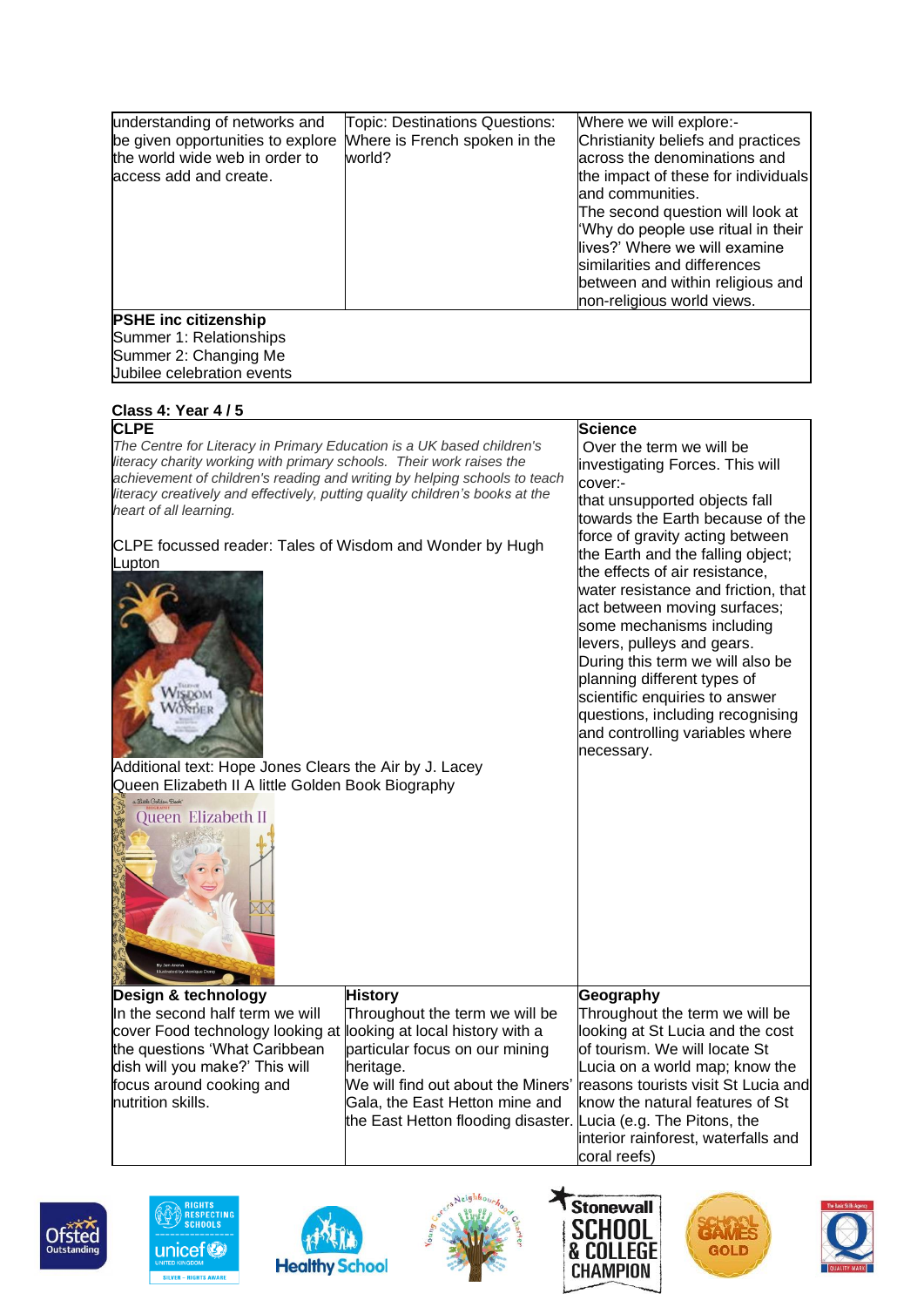| | | |
|---|---|---|
| understanding of networks and be given opportunities to explore the world wide web in order to access add and create. | Topic: Destinations Questions: Where is French spoken in the world? | Where we will explore:- Christianity beliefs and practices across the denominations and the impact of these for individuals and communities. The second question will look at 'Why do people use ritual in their lives?' Where we will examine similarities and differences between and within religious and non-religious world views. |
| **PSHE inc citizenship**<br>Summer 1: Relationships<br>Summer 2: Changing Me<br>Jubilee celebration events | | |

**Class 4: Year 4 / 5**

| | | |
|---|---|---|
| **CLPE**<br>*The Centre for Literacy in Primary Education is a UK based children's literacy charity working with primary schools. Their work raises the achievement of children's reading and writing by helping schools to teach literacy creatively and effectively, putting quality children's books at the heart of all learning.*<br><br>CLPE focussed reader: Tales of Wisdom and Wonder by Hugh Lupton<br><br>Additional text: Hope Jones Clears the Air by J. Lacey<br>Queen Elizabeth II A little Golden Book Biography | | **Science**<br>Over the term we will be investigating Forces. This will cover:-<br>that unsupported objects fall towards the Earth because of the force of gravity acting between the Earth and the falling object;<br>the effects of air resistance, water resistance and friction, that act between moving surfaces;<br>some mechanisms including levers, pulleys and gears.<br>During this term we will also be planning different types of scientific enquiries to answer questions, including recognising and controlling variables where necessary. |
| **Design & technology**<br>In the second half term we will cover Food technology looking at the questions 'What Caribbean dish will you make?' This will focus around cooking and nutrition skills. | **History**<br>Throughout the term we will be looking at local history with a particular focus on our mining heritage.<br>We will find out about the Miners' Gala, the East Hetton mine and the East Hetton flooding disaster. | **Geography**<br>Throughout the term we will be looking at St Lucia and the cost of tourism. We will locate St Lucia on a world map; know the reasons tourists visit St Lucia and know the natural features of St Lucia (e.g. The Pitons, the interior rainforest, waterfalls and coral reefs) |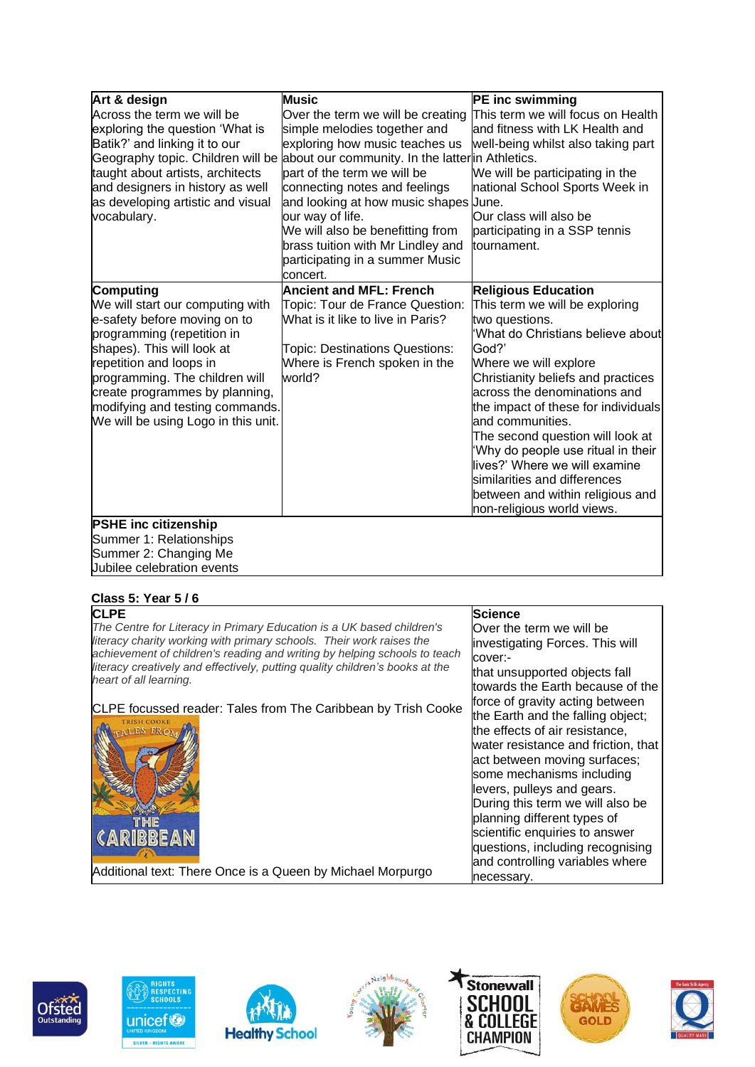| Art & design | Music | PE inc swimming |
| --- | --- | --- |
| Across the term we will be exploring the question 'What is Batik?' and linking it to our Geography topic. Children will be taught about artists, architects and designers in history as well as developing artistic and visual vocabulary. | Over the term we will be creating simple melodies together and exploring how music teaches us about our community. In the latter part of the term we will be connecting notes and feelings and looking at how music shapes our way of life. We will also be benefitting from brass tuition with Mr Lindley and participating in a summer Music concert. | This term we will focus on Health and fitness with LK Health and well-being whilst also taking part in Athletics. We will be participating in the national School Sports Week in June. Our class will also be participating in a SSP tennis tournament. |
| **Computing** | **Ancient and MFL: French** | **Religious Education** |
| We will start our computing with e-safety before moving on to programming (repetition in shapes). This will look at repetition and loops in programming. The children will create programmes by planning, modifying and testing commands. We will be using Logo in this unit. | Topic: Tour de France Question: What is it like to live in Paris?<br><br>Topic: Destinations Questions: Where is French spoken in the world? | This term we will be exploring two questions. 'What do Christians believe about God?' Where we will explore Christianity beliefs and practices across the denominations and the impact of these for individuals and communities. The second question will look at 'Why do people use ritual in their lives?' Where we will examine similarities and differences between and within religious and non-religious world views. |
| **PSHE inc citizenship**<br>Summer 1: Relationships<br>Summer 2: Changing Me<br>Jubilee celebration events | | |

**Class 5: Year 5 / 6**

| CLPE | Science |
| --- | --- |
| *The Centre for Literacy in Primary Education is a UK based children's literacy charity working with primary schools. Their work raises the achievement of children's reading and writing by helping schools to teach literacy creatively and effectively, putting quality children's books at the heart of all learning.*<br><br>CLPE focussed reader: Tales from The Caribbean by Trish Cooke<br><br>Additional text: There Once is a Queen by Michael Morpurgo | Over the term we will be investigating Forces. This will cover:-<br>that unsupported objects fall towards the Earth because of the force of gravity acting between the Earth and the falling object;<br>the effects of air resistance, water resistance and friction, that act between moving surfaces;<br>some mechanisms including levers, pulleys and gears.<br>During this term we will also be planning different types of scientific enquiries to answer questions, including recognising and controlling variables where necessary. |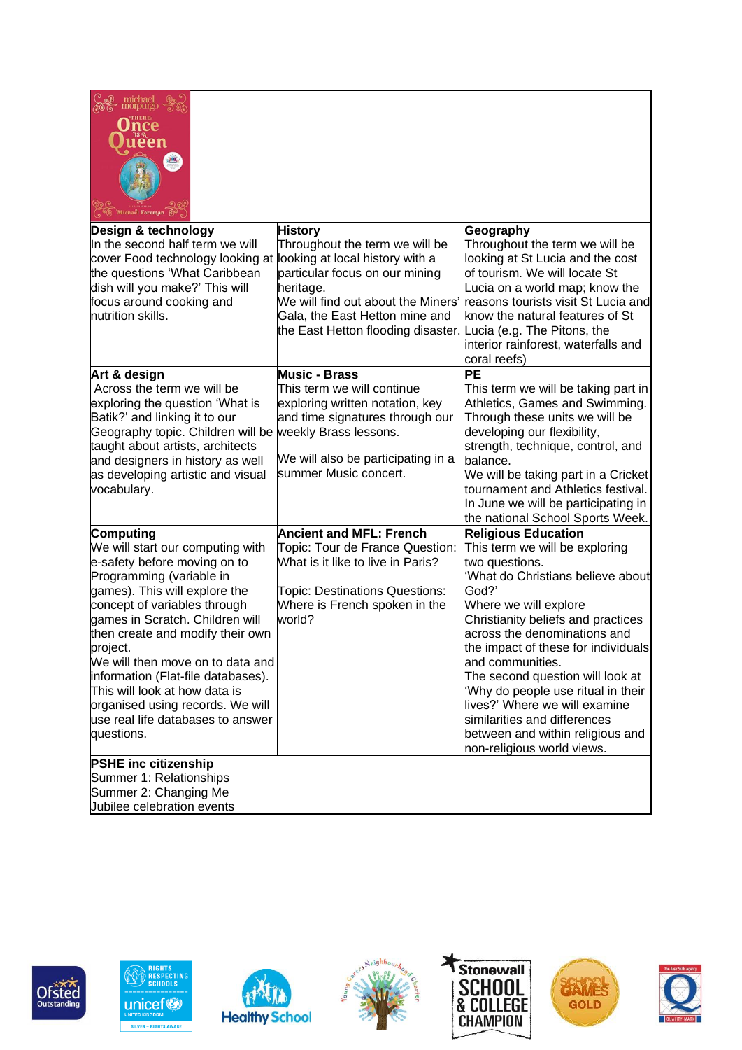| | | |
|---|---|---|
| | | |
| **Design & technology**<br>In the second half term we will cover Food technology looking at the questions 'What Caribbean dish will you make?' This will focus around cooking and nutrition skills. | **History**<br>Throughout the term we will be looking at local history with a particular focus on our mining heritage.<br>We will find out about the Miners' Gala, the East Hetton mine and the East Hetton flooding disaster. | **Geography**<br>Throughout the term we will be looking at St Lucia and the cost of tourism. We will locate St Lucia on a world map; know the reasons tourists visit St Lucia and know the natural features of St Lucia (e.g. The Pitons, the interior rainforest, waterfalls and coral reefs) |
| **Art & design**<br>Across the term we will be exploring the question 'What is Batik?' and linking it to our Geography topic. Children will be taught about artists, architects and designers in history as well as developing artistic and visual vocabulary. | **Music - Brass**<br>This term we will continue exploring written notation, key and time signatures through our weekly Brass lessons.<br><br>We will also be participating in a summer Music concert. | **PE**<br>This term we will be taking part in Athletics, Games and Swimming. Through these units we will be developing our flexibility, strength, technique, control, and balance.<br>We will be taking part in a Cricket tournament and Athletics festival.<br>In June we will be participating in the national School Sports Week. |
| **Computing**<br>We will start our computing with e-safety before moving on to Programming (variable in games). This will explore the concept of variables through games in Scratch. Children will then create and modify their own project.<br>We will then move on to data and information (Flat-file databases). This will look at how data is organised using records. We will use real life databases to answer questions. | **Ancient and MFL: French**<br>Topic: Tour de France Question: What is it like to live in Paris?<br><br>Topic: Destinations Questions: Where is French spoken in the world? | **Religious Education**<br>This term we will be exploring two questions.<br>'What do Christians believe about God?'<br>Where we will explore Christianity beliefs and practices across the denominations and the impact of these for individuals and communities.<br>The second question will look at 'Why do people use ritual in their lives?' Where we will examine similarities and differences between and within religious and non-religious world views. |
| **PSHE inc citizenship**<br>Summer 1: Relationships<br>Summer 2: Changing Me<br>Jubilee celebration events | | |